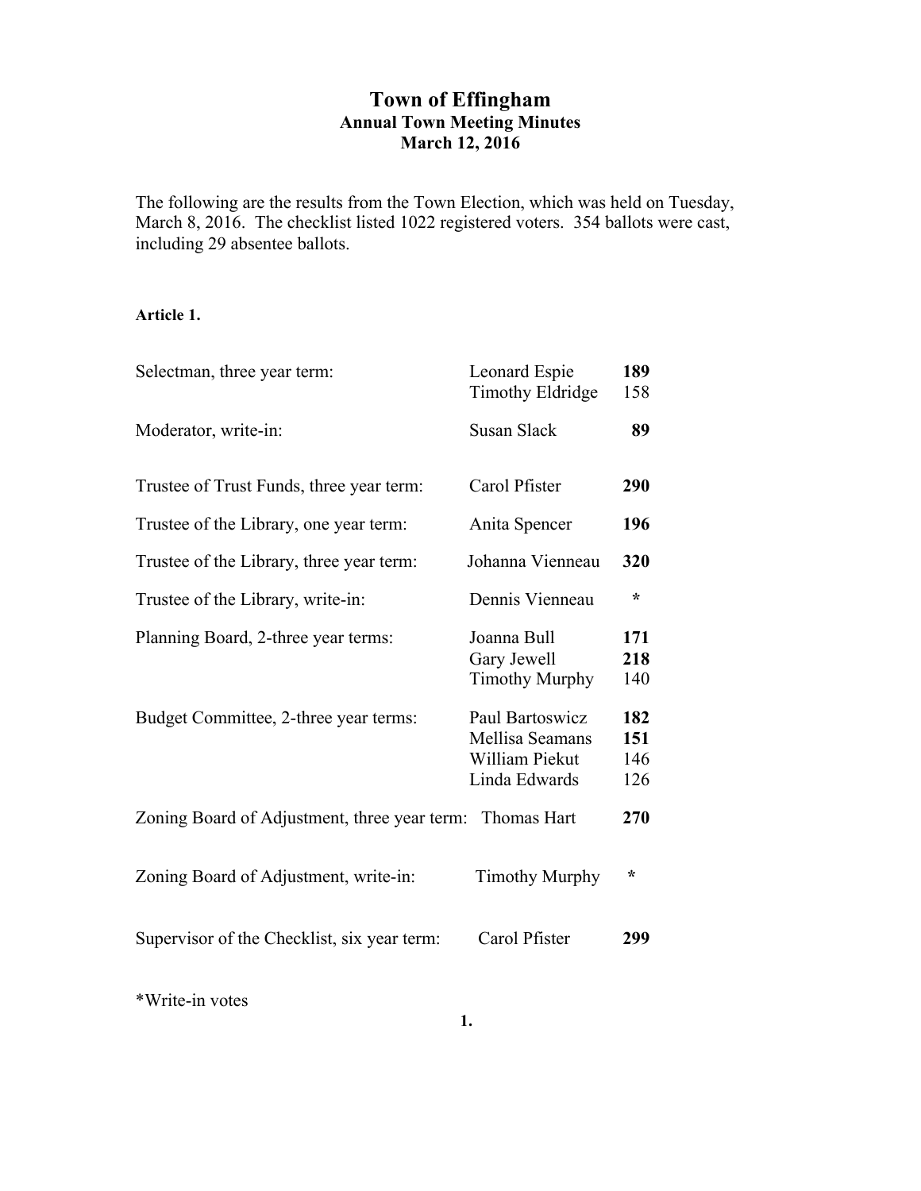# Town of Effingham

## Annual Town Meeting Minutes

## March 12, 2016

The following are the results from the Town Election, which was held on Tuesday, March 8, 2016. The checklist listed 1022 registered voters. 354 ballots were cast, including 29 absentee ballots.

**Article 1.**

| Office | Candidate | Votes |
|---|---|---|
| Selectman, three year term: | Leonard Espie | **189** |
| | Timothy Eldridge | 158 |
| Moderator, write-in: | Susan Slack | **89** |
| Trustee of Trust Funds, three year term: | Carol Pfister | **290** |
| Trustee of the Library, one year term: | Anita Spencer | **196** |
| Trustee of the Library, three year term: | Johanna Vienneau | **320** |
| Trustee of the Library, write-in: | Dennis Vienneau | * |
| Planning Board, 2-three year terms: | Joanna Bull | **171** |
| | Gary Jewell | **218** |
| | Timothy Murphy | 140 |
| Budget Committee, 2-three year terms: | Paul Bartoswicz | **182** |
| | Mellisa Seamans | **151** |
| | William Piekut | 146 |
| | Linda Edwards | 126 |
| Zoning Board of Adjustment, three year term: | Thomas Hart | **270** |
| Zoning Board of Adjustment, write-in: | Timothy Murphy | * |
| Supervisor of the Checklist, six year term: | Carol Pfister | **299** |

*Write-in votes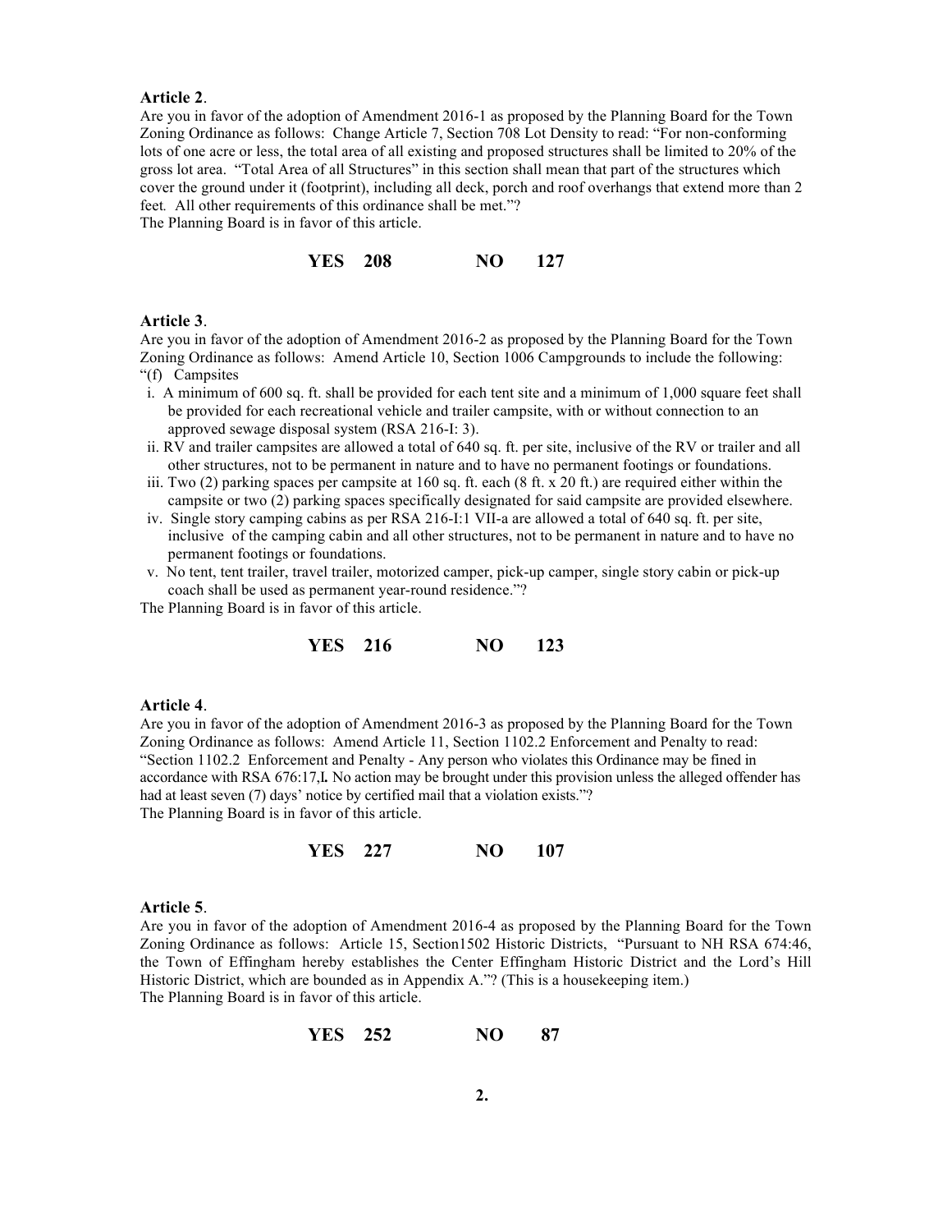**Article 2**.

Are you in favor of the adoption of Amendment 2016-1 as proposed by the Planning Board for the Town Zoning Ordinance as follows: Change Article 7, Section 708 Lot Density to read: "For non-conforming lots of one acre or less, the total area of all existing and proposed structures shall be limited to 20% of the gross lot area. "Total Area of all Structures" in this section shall mean that part of the structures which cover the ground under it (footprint), including all deck, porch and roof overhangs that extend more than 2 feet. All other requirements of this ordinance shall be met."?

The Planning Board is in favor of this article.

**YES 208 NO 127**

**Article 3**.

Are you in favor of the adoption of Amendment 2016-2 as proposed by the Planning Board for the Town Zoning Ordinance as follows: Amend Article 10, Section 1006 Campgrounds to include the following:

"(f) Campsites

i. A minimum of 600 sq. ft. shall be provided for each tent site and a minimum of 1,000 square feet shall be provided for each recreational vehicle and trailer campsite, with or without connection to an approved sewage disposal system (RSA 216-I: 3).

ii. RV and trailer campsites are allowed a total of 640 sq. ft. per site, inclusive of the RV or trailer and all other structures, not to be permanent in nature and to have no permanent footings or foundations.

iii. Two (2) parking spaces per campsite at 160 sq. ft. each (8 ft. x 20 ft.) are required either within the campsite or two (2) parking spaces specifically designated for said campsite are provided elsewhere.

iv. Single story camping cabins as per RSA 216-I:1 VII-a are allowed a total of 640 sq. ft. per site, inclusive of the camping cabin and all other structures, not to be permanent in nature and to have no permanent footings or foundations.

v. No tent, tent trailer, travel trailer, motorized camper, pick-up camper, single story cabin or pick-up coach shall be used as permanent year-round residence."?

The Planning Board is in favor of this article.

**YES 216 NO 123**

**Article 4**.

Are you in favor of the adoption of Amendment 2016-3 as proposed by the Planning Board for the Town Zoning Ordinance as follows: Amend Article 11, Section 1102.2 Enforcement and Penalty to read: "Section 1102.2 Enforcement and Penalty - Any person who violates this Ordinance may be fined in accordance with RSA 676:17,**I.** No action may be brought under this provision unless the alleged offender has had at least seven (7) days' notice by certified mail that a violation exists."?

The Planning Board is in favor of this article.

**YES 227 NO 107**

**Article 5**.

Are you in favor of the adoption of Amendment 2016-4 as proposed by the Planning Board for the Town Zoning Ordinance as follows: Article 15, Section1502 Historic Districts, "Pursuant to NH RSA 674:46, the Town of Effingham hereby establishes the Center Effingham Historic District and the Lord's Hill Historic District, which are bounded as in Appendix A."? (This is a housekeeping item.)

The Planning Board is in favor of this article.

**YES 252 NO 87**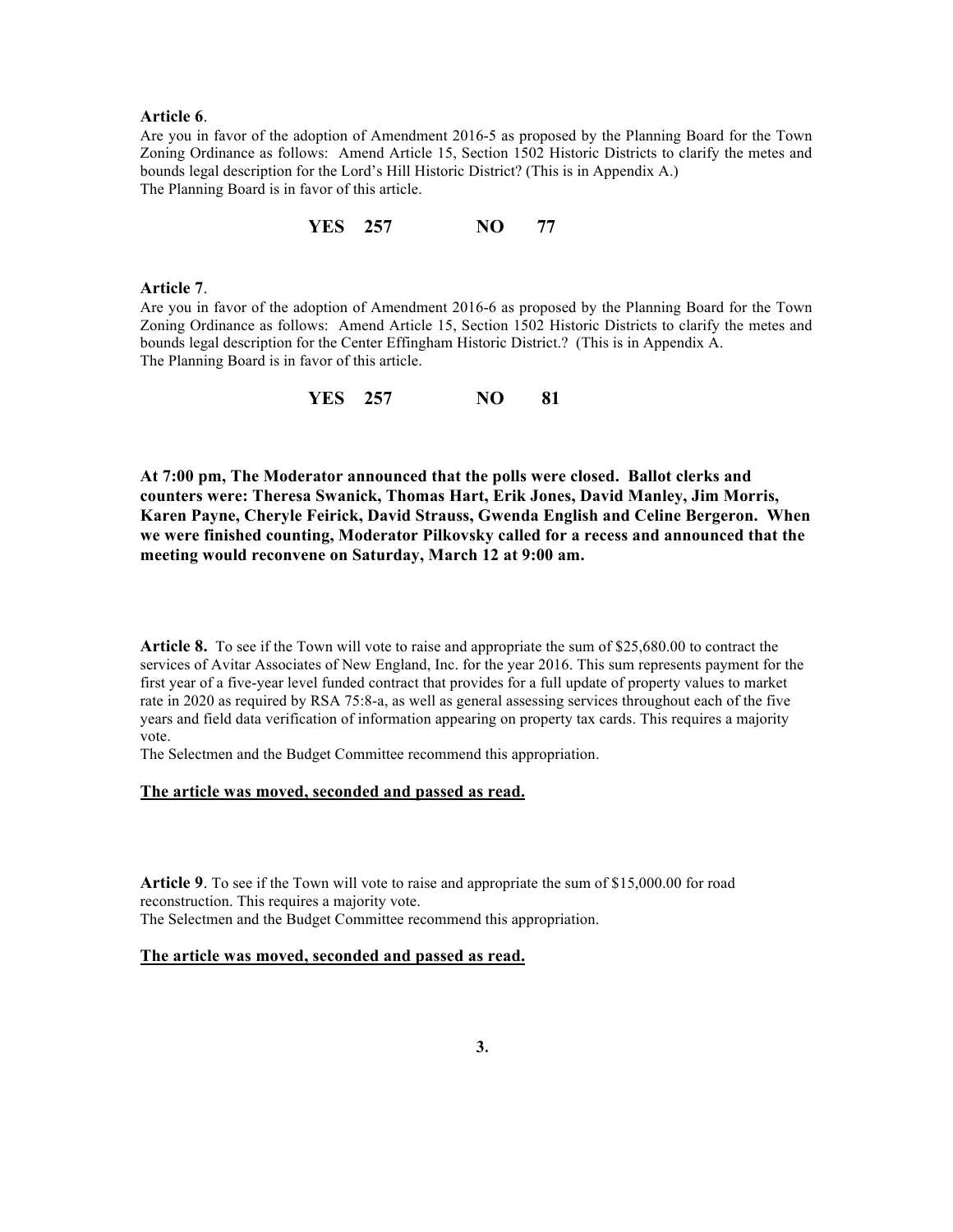**Article 6**.

Are you in favor of the adoption of Amendment 2016-5 as proposed by the Planning Board for the Town Zoning Ordinance as follows: Amend Article 15, Section 1502 Historic Districts to clarify the metes and bounds legal description for the Lord's Hill Historic District? (This is in Appendix A.)

The Planning Board is in favor of this article.

**YES 257 NO 77**

**Article 7**.

Are you in favor of the adoption of Amendment 2016-6 as proposed by the Planning Board for the Town Zoning Ordinance as follows: Amend Article 15, Section 1502 Historic Districts to clarify the metes and bounds legal description for the Center Effingham Historic District.? (This is in Appendix A.

The Planning Board is in favor of this article.

**YES 257 NO 81**

**At 7:00 pm, The Moderator announced that the polls were closed. Ballot clerks and counters were: Theresa Swanick, Thomas Hart, Erik Jones, David Manley, Jim Morris, Karen Payne, Cheryle Feirick, David Strauss, Gwenda English and Celine Bergeron. When we were finished counting, Moderator Pilkovsky called for a recess and announced that the meeting would reconvene on Saturday, March 12 at 9:00 am.**

**Article 8.** To see if the Town will vote to raise and appropriate the sum of $25,680.00 to contract the services of Avitar Associates of New England, Inc. for the year 2016. This sum represents payment for the first year of a five-year level funded contract that provides for a full update of property values to market rate in 2020 as required by RSA 75:8-a, as well as general assessing services throughout each of the five years and field data verification of information appearing on property tax cards. This requires a majority vote.

The Selectmen and the Budget Committee recommend this appropriation.

**The article was moved, seconded and passed as read.**

**Article 9**. To see if the Town will vote to raise and appropriate the sum of $15,000.00 for road reconstruction. This requires a majority vote.

The Selectmen and the Budget Committee recommend this appropriation.

**The article was moved, seconded and passed as read.**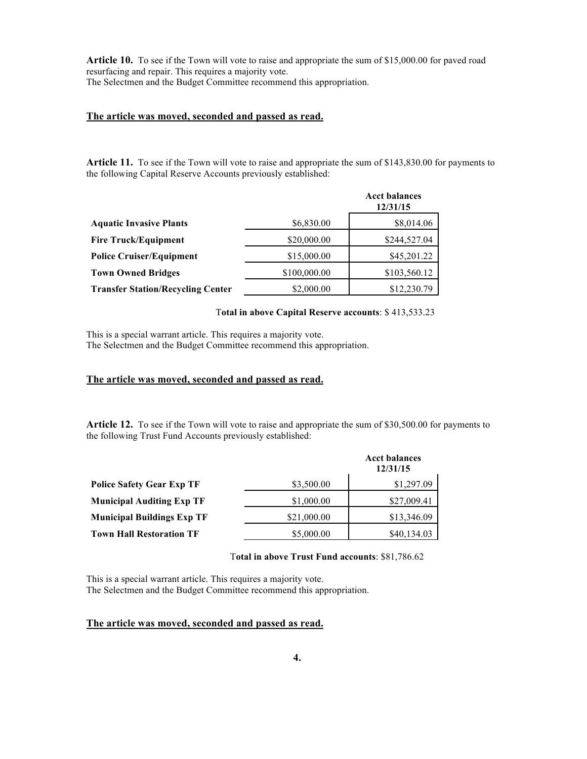**Article 10.** To see if the Town will vote to raise and appropriate the sum of $15,000.00 for paved road resurfacing and repair. This requires a majority vote.
The Selectmen and the Budget Committee recommend this appropriation.

**The article was moved, seconded and passed as read.**

**Article 11.** To see if the Town will vote to raise and appropriate the sum of $143,830.00 for payments to the following Capital Reserve Accounts previously established:

| | | Acct balances 12/31/15 |
|---|---|---|
| **Aquatic Invasive Plants** | $6,830.00 | $8,014.06 |
| **Fire Truck/Equipment** | $20,000.00 | $244,527.04 |
| **Police Cruiser/Equipment** | $15,000.00 | $45,201.22 |
| **Town Owned Bridges** | $100,000.00 | $103,560.12 |
| **Transfer Station/Recycling Center** | $2,000.00 | $12,230.79 |

**Total in above Capital Reserve accounts**: $ 413,533.23

This is a special warrant article. This requires a majority vote.
The Selectmen and the Budget Committee recommend this appropriation.

**The article was moved, seconded and passed as read.**

**Article 12.** To see if the Town will vote to raise and appropriate the sum of $30,500.00 for payments to the following Trust Fund Accounts previously established:

| | | Acct balances 12/31/15 |
|---|---|---|
| **Police Safety Gear Exp TF** | $3,500.00 | $1,297.09 |
| **Municipal Auditing Exp TF** | $1,000.00 | $27,009.41 |
| **Municipal Buildings Exp TF** | $21,000.00 | $13,346.09 |
| **Town Hall Restoration TF** | $5,000.00 | $40,134.03 |

**Total in above Trust Fund accounts**: $81,786.62

This is a special warrant article. This requires a majority vote.
The Selectmen and the Budget Committee recommend this appropriation.

**The article was moved, seconded and passed as read.**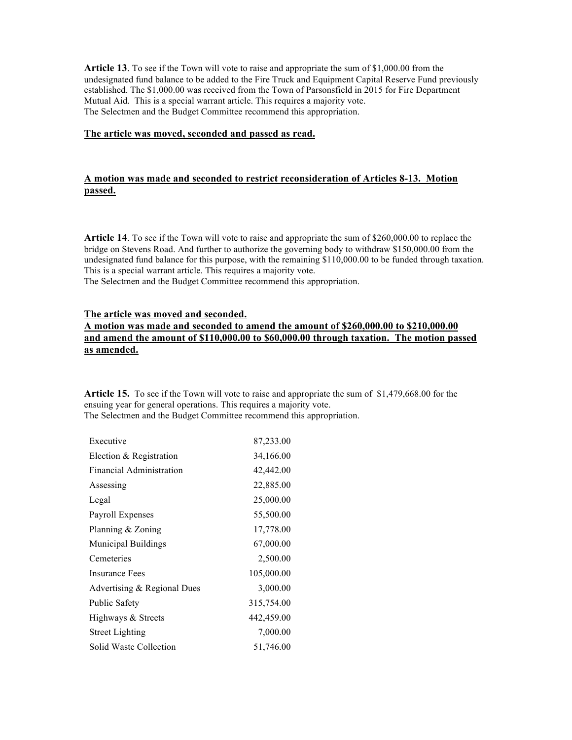**Article 13**. To see if the Town will vote to raise and appropriate the sum of $1,000.00 from the undesignated fund balance to be added to the Fire Truck and Equipment Capital Reserve Fund previously established. The $1,000.00 was received from the Town of Parsonsfield in 2015 for Fire Department Mutual Aid. This is a special warrant article. This requires a majority vote.
The Selectmen and the Budget Committee recommend this appropriation.

**The article was moved, seconded and passed as read.**

**A motion was made and seconded to restrict reconsideration of Articles 8-13. Motion passed.**

**Article 14**. To see if the Town will vote to raise and appropriate the sum of $260,000.00 to replace the bridge on Stevens Road. And further to authorize the governing body to withdraw $150,000.00 from the undesignated fund balance for this purpose, with the remaining $110,000.00 to be funded through taxation. This is a special warrant article. This requires a majority vote.
The Selectmen and the Budget Committee recommend this appropriation.

**The article was moved and seconded.**
**A motion was made and seconded to amend the amount of $260,000.00 to $210,000.00 and amend the amount of $110,000.00 to $60,000.00 through taxation. The motion passed as amended.**

**Article 15.** To see if the Town will vote to raise and appropriate the sum of $1,479,668.00 for the ensuing year for general operations. This requires a majority vote.
The Selectmen and the Budget Committee recommend this appropriation.

| | |
|---|---|
| Executive | 87,233.00 |
| Election & Registration | 34,166.00 |
| Financial Administration | 42,442.00 |
| Assessing | 22,885.00 |
| Legal | 25,000.00 |
| Payroll Expenses | 55,500.00 |
| Planning & Zoning | 17,778.00 |
| Municipal Buildings | 67,000.00 |
| Cemeteries | 2,500.00 |
| Insurance Fees | 105,000.00 |
| Advertising & Regional Dues | 3,000.00 |
| Public Safety | 315,754.00 |
| Highways & Streets | 442,459.00 |
| Street Lighting | 7,000.00 |
| Solid Waste Collection | 51,746.00 |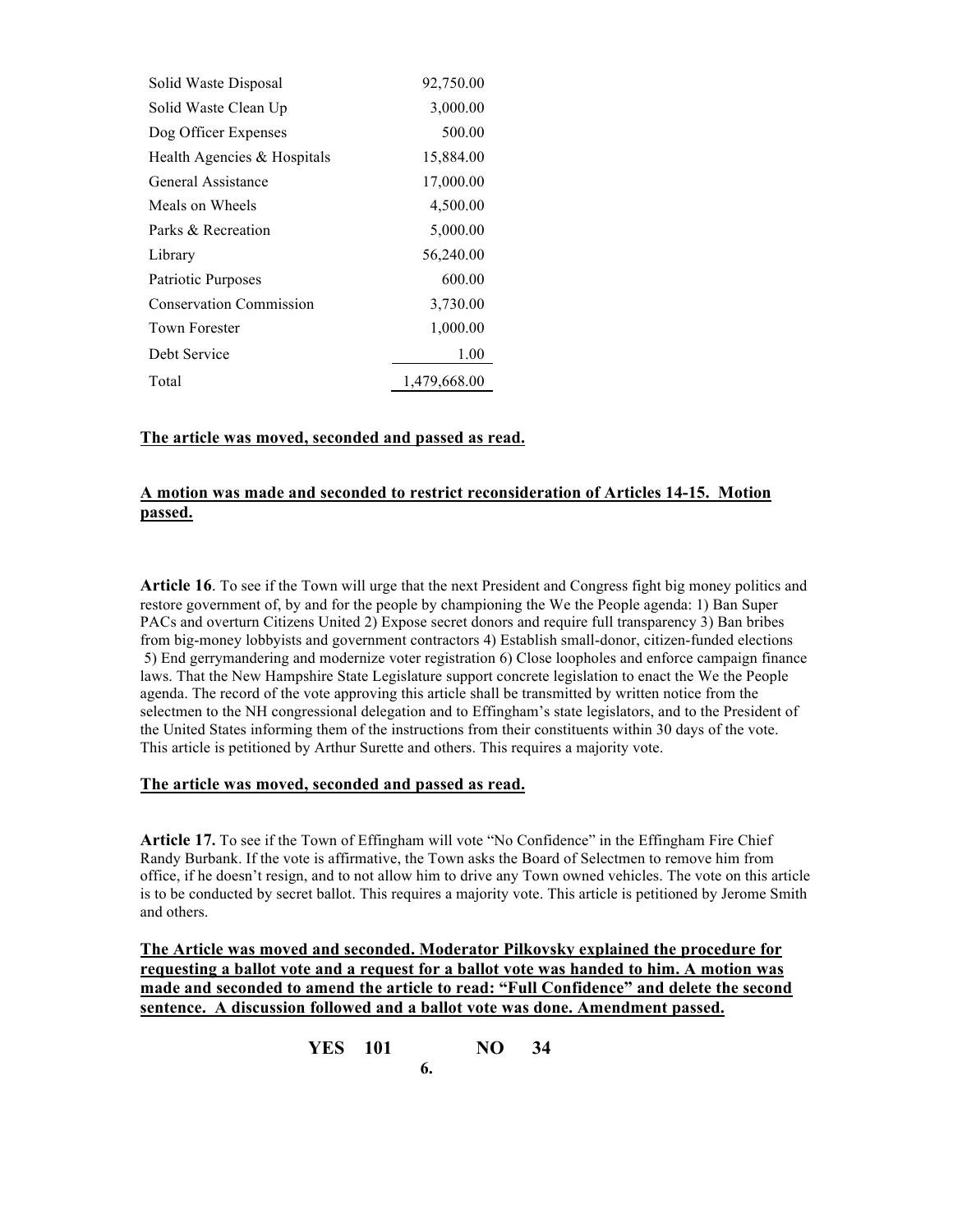| | |
|---|---|
| Solid Waste Disposal | 92,750.00 |
| Solid Waste Clean Up | 3,000.00 |
| Dog Officer Expenses | 500.00 |
| Health Agencies & Hospitals | 15,884.00 |
| General Assistance | 17,000.00 |
| Meals on Wheels | 4,500.00 |
| Parks & Recreation | 5,000.00 |
| Library | 56,240.00 |
| Patriotic Purposes | 600.00 |
| Conservation Commission | 3,730.00 |
| Town Forester | 1,000.00 |
| Debt Service | 1.00 |
| Total | 1,479,668.00 |

**The article was moved, seconded and passed as read.**

**A motion was made and seconded to restrict reconsideration of Articles 14-15. Motion passed.**

**Article 16**. To see if the Town will urge that the next President and Congress fight big money politics and restore government of, by and for the people by championing the We the People agenda: 1) Ban Super PACs and overturn Citizens United 2) Expose secret donors and require full transparency 3) Ban bribes from big-money lobbyists and government contractors 4) Establish small-donor, citizen-funded elections 5) End gerrymandering and modernize voter registration 6) Close loopholes and enforce campaign finance laws. That the New Hampshire State Legislature support concrete legislation to enact the We the People agenda. The record of the vote approving this article shall be transmitted by written notice from the selectmen to the NH congressional delegation and to Effingham's state legislators, and to the President of the United States informing them of the instructions from their constituents within 30 days of the vote. This article is petitioned by Arthur Surette and others. This requires a majority vote.

**The article was moved, seconded and passed as read.**

**Article 17.** To see if the Town of Effingham will vote "No Confidence" in the Effingham Fire Chief Randy Burbank. If the vote is affirmative, the Town asks the Board of Selectmen to remove him from office, if he doesn't resign, and to not allow him to drive any Town owned vehicles. The vote on this article is to be conducted by secret ballot. This requires a majority vote. This article is petitioned by Jerome Smith and others.

**The Article was moved and seconded. Moderator Pilkovsky explained the procedure for requesting a ballot vote and a request for a ballot vote was handed to him. A motion was made and seconded to amend the article to read: "Full Confidence" and delete the second sentence. A discussion followed and a ballot vote was done. Amendment passed.**

**YES 101 NO 34**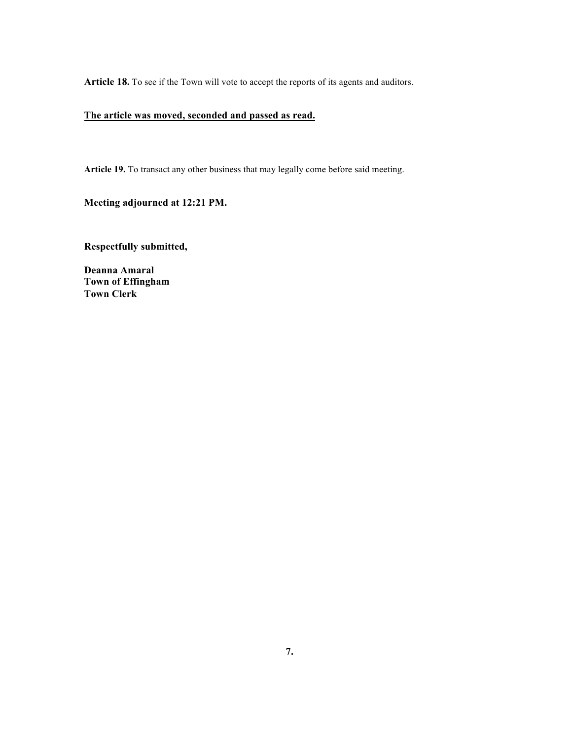**Article 18.** To see if the Town will vote to accept the reports of its agents and auditors.

**The article was moved, seconded and passed as read.**

**Article 19.** To transact any other business that may legally come before said meeting.

**Meeting adjourned at 12:21 PM.**

**Respectfully submitted,**

**Deanna Amaral**
**Town of Effingham**
**Town Clerk**